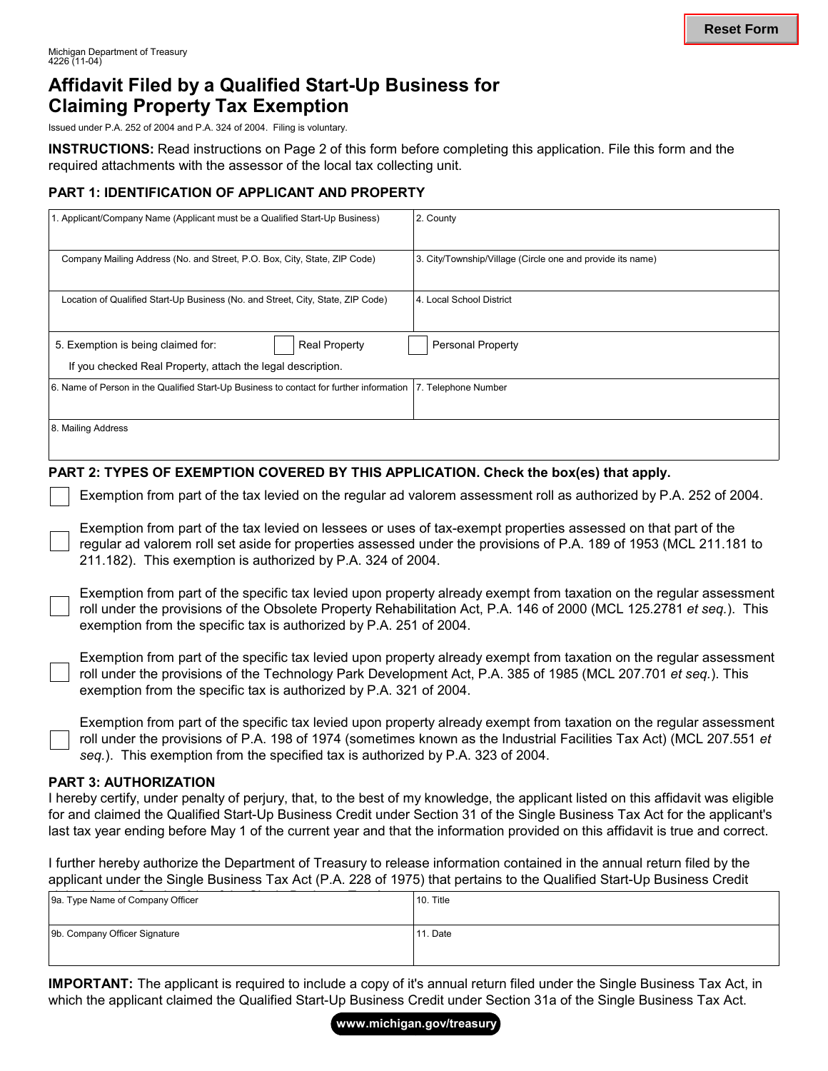Michigan Department of Treasury
4226 (11-04)

# Affidavit Filed by a Qualified Start-Up Business for Claiming Property Tax Exemption

Issued under P.A. 252 of 2004 and P.A. 324 of 2004. Filing is voluntary.

**INSTRUCTIONS:** Read instructions on Page 2 of this form before completing this application. File this form and the required attachments with the assessor of the local tax collecting unit.

## PART 1: IDENTIFICATION OF APPLICANT AND PROPERTY

| 1. Applicant/Company Name (Applicant must be a Qualified Start-Up Business) | 2. County |
|---|---|
| Company Mailing Address (No. and Street, P.O. Box, City, State, ZIP Code) | 3. City/Township/Village (Circle one and provide its name) |
| Location of Qualified Start-Up Business (No. and Street, City, State, ZIP Code) | 4. Local School District |
| 5. Exemption is being claimed for: ☐ Real Property ☐ Personal Property<br>If you checked Real Property, attach the legal description. | |
| 6. Name of Person in the Qualified Start-Up Business to contact for further information | 7. Telephone Number |
| 8. Mailing Address | |

## PART 2: TYPES OF EXEMPTION COVERED BY THIS APPLICATION. Check the box(es) that apply.

☐ Exemption from part of the tax levied on the regular ad valorem assessment roll as authorized by P.A. 252 of 2004.

☐ Exemption from part of the tax levied on lessees or uses of tax-exempt properties assessed on that part of the regular ad valorem roll set aside for properties assessed under the provisions of P.A. 189 of 1953 (MCL 211.181 to 211.182). This exemption is authorized by P.A. 324 of 2004.

☐ Exemption from part of the specific tax levied upon property already exempt from taxation on the regular assessment roll under the provisions of the Obsolete Property Rehabilitation Act, P.A. 146 of 2000 (MCL 125.2781 *et seq.*). This exemption from the specific tax is authorized by P.A. 251 of 2004.

☐ Exemption from part of the specific tax levied upon property already exempt from taxation on the regular assessment roll under the provisions of the Technology Park Development Act, P.A. 385 of 1985 (MCL 207.701 *et seq.*). This exemption from the specific tax is authorized by P.A. 321 of 2004.

☐ Exemption from part of the specific tax levied upon property already exempt from taxation on the regular assessment roll under the provisions of P.A. 198 of 1974 (sometimes known as the Industrial Facilities Tax Act) (MCL 207.551 *et seq.*). This exemption from the specified tax is authorized by P.A. 323 of 2004.

## PART 3: AUTHORIZATION

I hereby certify, under penalty of perjury, that, to the best of my knowledge, the applicant listed on this affidavit was eligible for and claimed the Qualified Start-Up Business Credit under Section 31 of the Single Business Tax Act for the applicant's last tax year ending before May 1 of the current year and that the information provided on this affidavit is true and correct.

I further hereby authorize the Department of Treasury to release information contained in the annual return filed by the applicant under the Single Business Tax Act (P.A. 228 of 1975) that pertains to the Qualified Start-Up Business Credit

| 9a. Type Name of Company Officer | 10. Title |
|---|---|
| 9b. Company Officer Signature | 11. Date |

**IMPORTANT:** The applicant is required to include a copy of it's annual return filed under the Single Business Tax Act, in which the applicant claimed the Qualified Start-Up Business Credit under Section 31a of the Single Business Tax Act.

www.michigan.gov/treasury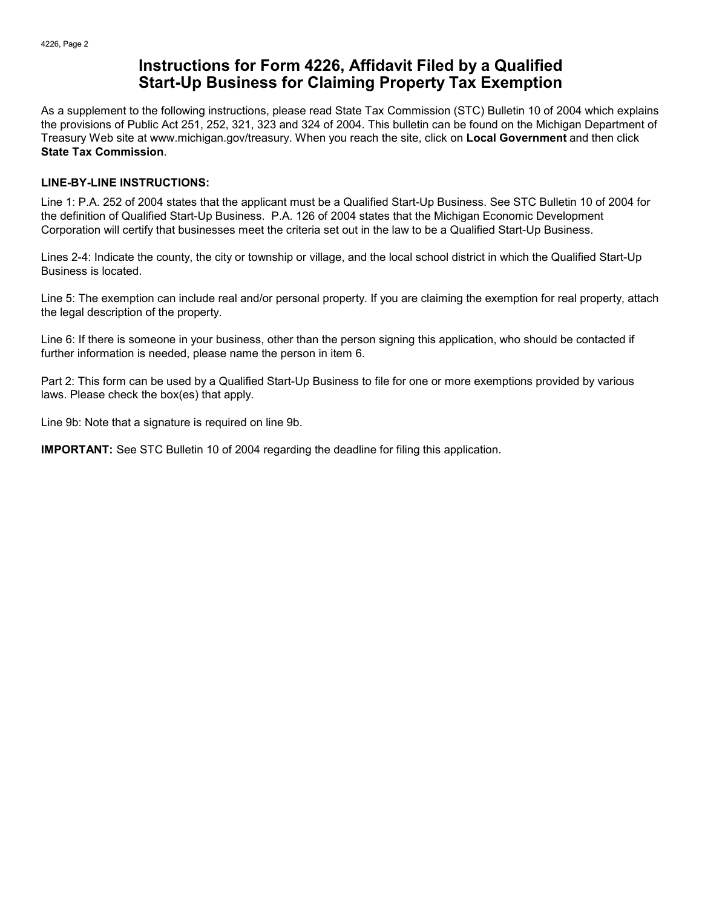# Instructions for Form 4226, Affidavit Filed by a Qualified Start-Up Business for Claiming Property Tax Exemption

As a supplement to the following instructions, please read State Tax Commission (STC) Bulletin 10 of 2004 which explains the provisions of Public Act 251, 252, 321, 323 and 324 of 2004. This bulletin can be found on the Michigan Department of Treasury Web site at www.michigan.gov/treasury. When you reach the site, click on **Local Government** and then click **State Tax Commission**.

**LINE-BY-LINE INSTRUCTIONS:**

Line 1: P.A. 252 of 2004 states that the applicant must be a Qualified Start-Up Business. See STC Bulletin 10 of 2004 for the definition of Qualified Start-Up Business. P.A. 126 of 2004 states that the Michigan Economic Development Corporation will certify that businesses meet the criteria set out in the law to be a Qualified Start-Up Business.

Lines 2-4: Indicate the county, the city or township or village, and the local school district in which the Qualified Start-Up Business is located.

Line 5: The exemption can include real and/or personal property. If you are claiming the exemption for real property, attach the legal description of the property.

Line 6: If there is someone in your business, other than the person signing this application, who should be contacted if further information is needed, please name the person in item 6.

Part 2: This form can be used by a Qualified Start-Up Business to file for one or more exemptions provided by various laws. Please check the box(es) that apply.

Line 9b: Note that a signature is required on line 9b.

**IMPORTANT:** See STC Bulletin 10 of 2004 regarding the deadline for filing this application.